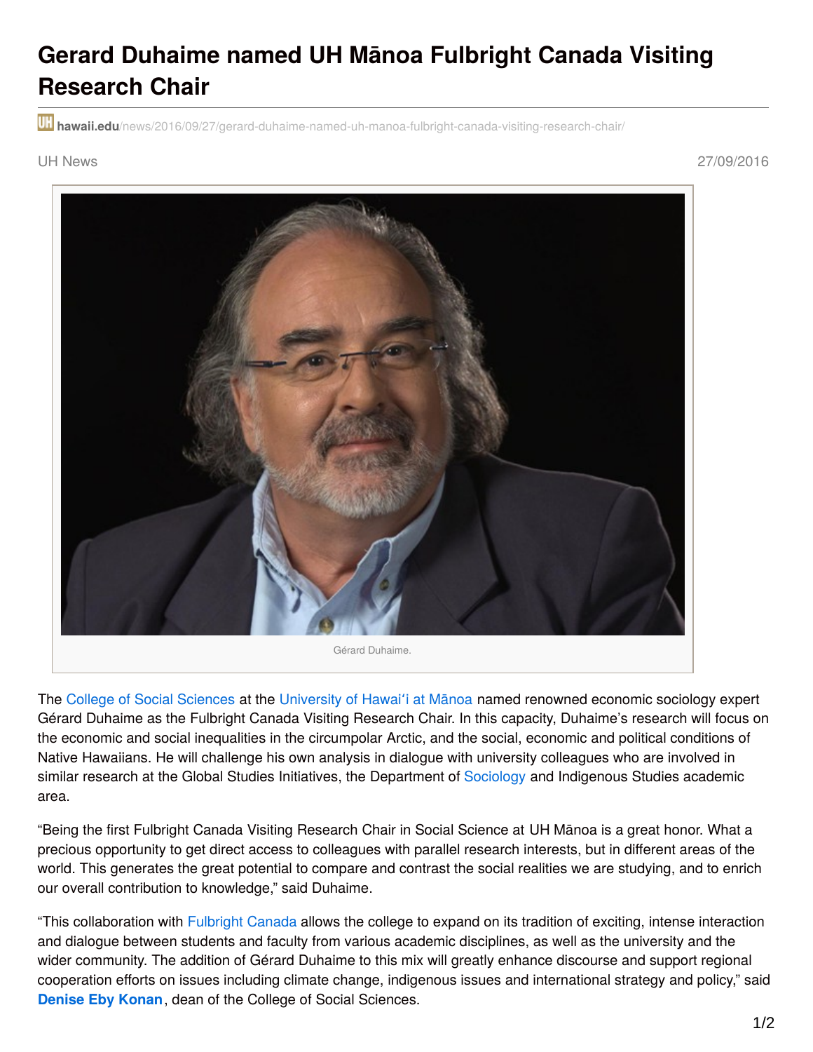# Gerard Duhaime named UH Mānoa Fulbright Canada Visiting Research Chair

hawaii.edu/news/2016/09/27/gerard-duhaime-named-uh-manoa-fulbright-canada-visiting-research-chair/

UH News 27/09/2016

Gérard Duhaime.

The College of Social Sciences at the University of Hawaiʻi at Mānoa named renowned economic sociology expert Gérard Duhaime as the Fulbright Canada Visiting Research Chair. In this capacity, Duhaime's research will focus on the economic and social inequalities in the circumpolar Arctic, and the social, economic and political conditions of Native Hawaiians. He will challenge his own analysis in dialogue with university colleagues who are involved in similar research at the Global Studies Initiatives, the Department of Sociology and Indigenous Studies academic area.

"Being the first Fulbright Canada Visiting Research Chair in Social Science at UH Mānoa is a great honor. What a precious opportunity to get direct access to colleagues with parallel research interests, but in different areas of the world. This generates the great potential to compare and contrast the social realities we are studying, and to enrich our overall contribution to knowledge," said Duhaime.

"This collaboration with Fulbright Canada allows the college to expand on its tradition of exciting, intense interaction and dialogue between students and faculty from various academic disciplines, as well as the university and the wider community. The addition of Gérard Duhaime to this mix will greatly enhance discourse and support regional cooperation efforts on issues including climate change, indigenous issues and international strategy and policy," said **Denise Eby Konan**, dean of the College of Social Sciences.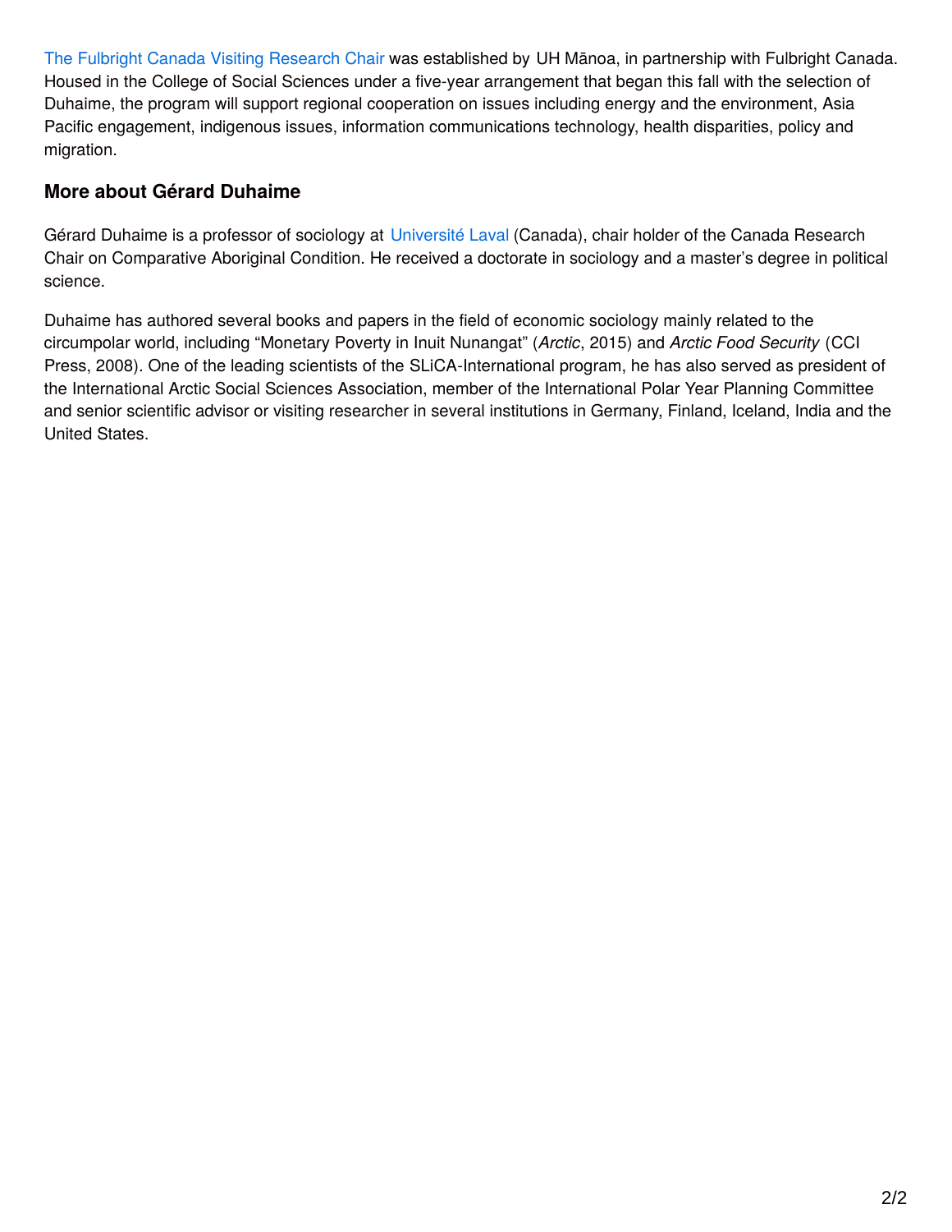The Fulbright Canada Visiting Research Chair was established by UH Mānoa, in partnership with Fulbright Canada. Housed in the College of Social Sciences under a five-year arrangement that began this fall with the selection of Duhaime, the program will support regional cooperation on issues including energy and the environment, Asia Pacific engagement, indigenous issues, information communications technology, health disparities, policy and migration.

### More about Gérard Duhaime

Gérard Duhaime is a professor of sociology at Université Laval (Canada), chair holder of the Canada Research Chair on Comparative Aboriginal Condition. He received a doctorate in sociology and a master's degree in political science.

Duhaime has authored several books and papers in the field of economic sociology mainly related to the circumpolar world, including "Monetary Poverty in Inuit Nunangat" (*Arctic*, 2015) and *Arctic Food Security* (CCI Press, 2008). One of the leading scientists of the SLiCA-International program, he has also served as president of the International Arctic Social Sciences Association, member of the International Polar Year Planning Committee and senior scientific advisor or visiting researcher in several institutions in Germany, Finland, Iceland, India and the United States.